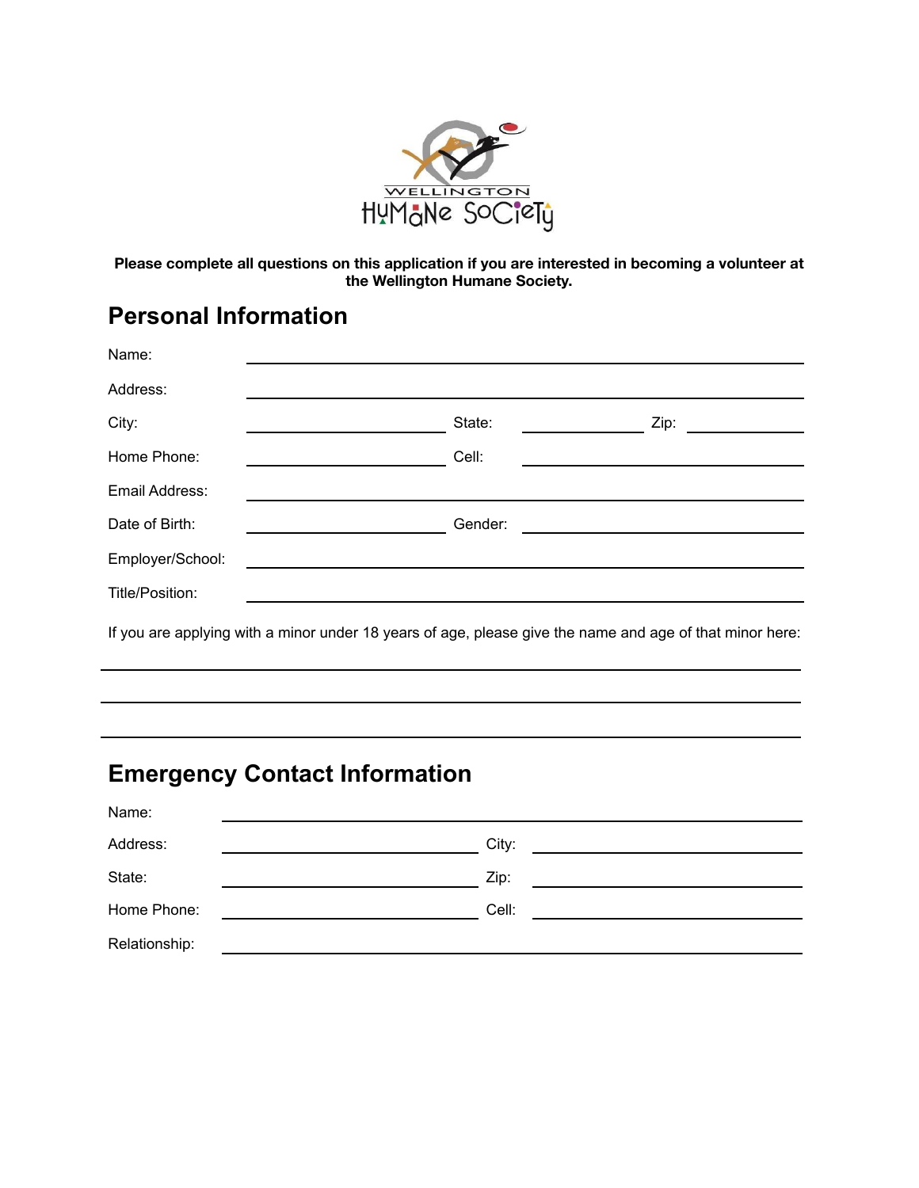WELLINGTON HUMANE SOCIETY

**Please complete all questions on this application if you are interested in becoming a volunteer at the Wellington Humane Society.**

## Personal Information

Name: ____________________

Address: ____________________

City: ____________________ State: ____________________ Zip: ____________________

Home Phone: ____________________ Cell: ____________________

Email Address: ____________________

Date of Birth: ____________________ Gender: ____________________

Employer/School: ____________________

Title/Position: ____________________

If you are applying with a minor under 18 years of age, please give the name and age of that minor here:

____________________

____________________

____________________

## Emergency Contact Information

Name: ____________________

Address: ____________________ City: ____________________

State: ____________________ Zip: ____________________

Home Phone: ____________________ Cell: ____________________

Relationship: ____________________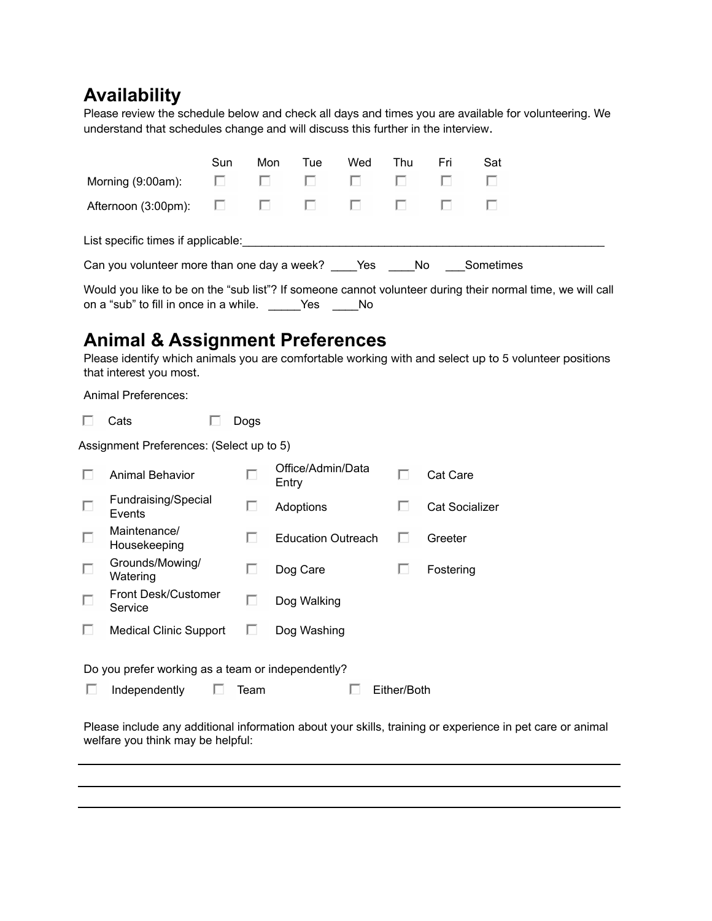## Availability

Please review the schedule below and check all days and times you are available for volunteering. We understand that schedules change and will discuss this further in the interview.

| | Sun | Mon | Tue | Wed | Thu | Fri | Sat |
|---|---|---|---|---|---|---|---|
| Morning (9:00am): | ☐ | ☐ | ☐ | ☐ | ☐ | ☐ | ☐ |
| Afternoon (3:00pm): | ☐ | ☐ | ☐ | ☐ | ☐ | ☐ | ☐ |

List specific times if applicable:____________________________________________________________

Can you volunteer more than one day a week? ____Yes ____No ___Sometimes

Would you like to be on the "sub list"? If someone cannot volunteer during their normal time, we will call on a "sub" to fill in once in a while. _____Yes ____No

## Animal & Assignment Preferences

Please identify which animals you are comfortable working with and select up to 5 volunteer positions that interest you most.

Animal Preferences:

☐ Cats ☐ Dogs

Assignment Preferences: (Select up to 5)

| | | |
|---|---|---|
| ☐ Animal Behavior | ☐ Office/Admin/Data Entry | ☐ Cat Care |
| ☐ Fundraising/Special Events | ☐ Adoptions | ☐ Cat Socializer |
| ☐ Maintenance/ Housekeeping | ☐ Education Outreach | ☐ Greeter |
| ☐ Grounds/Mowing/ Watering | ☐ Dog Care | ☐ Fostering |
| ☐ Front Desk/Customer Service | ☐ Dog Walking | |
| ☐ Medical Clinic Support | ☐ Dog Washing | |

Do you prefer working as a team or independently?

☐ Independently ☐ Team ☐ Either/Both

Please include any additional information about your skills, training or experience in pet care or animal welfare you think may be helpful:

______________________________________________________________________________

______________________________________________________________________________

______________________________________________________________________________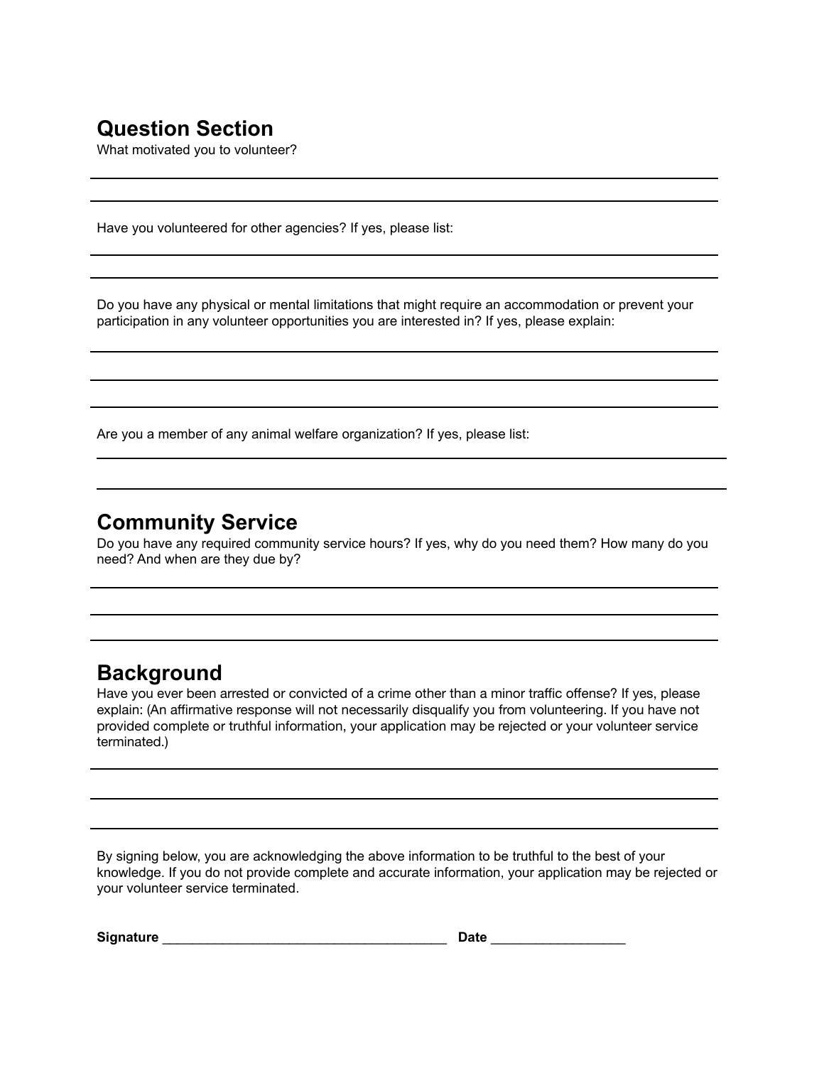## Question Section

What motivated you to volunteer?

Have you volunteered for other agencies? If yes, please list:

Do you have any physical or mental limitations that might require an accommodation or prevent your participation in any volunteer opportunities you are interested in? If yes, please explain:

Are you a member of any animal welfare organization? If yes, please list:

## Community Service

Do you have any required community service hours? If yes, why do you need them? How many do you need? And when are they due by?

## Background

Have you ever been arrested or convicted of a crime other than a minor traffic offense? If yes, please explain: (An affirmative response will not necessarily disqualify you from volunteering. If you have not provided complete or truthful information, your application may be rejected or your volunteer service terminated.)

By signing below, you are acknowledging the above information to be truthful to the best of your knowledge. If you do not provide complete and accurate information, your application may be rejected or your volunteer service terminated.

**Signature** ________________________________________ **Date** ___________________